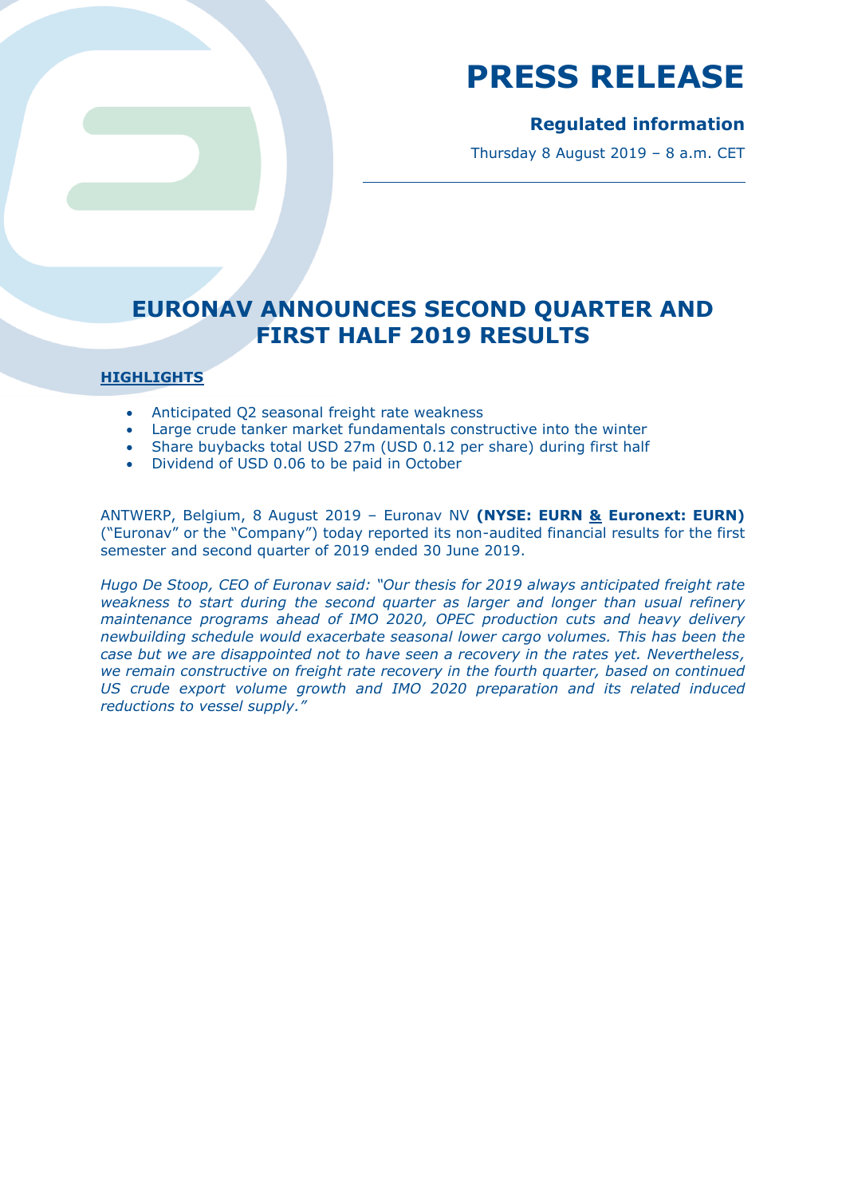# PRESS RELEASE

**Regulated information**

Thursday 8 August 2019 – 8 a.m. CET

## EURONAV ANNOUNCES SECOND QUARTER AND FIRST HALF 2019 RESULTS

**HIGHLIGHTS**

- Anticipated Q2 seasonal freight rate weakness
- Large crude tanker market fundamentals constructive into the winter
- Share buybacks total USD 27m (USD 0.12 per share) during first half
- Dividend of USD 0.06 to be paid in October

ANTWERP, Belgium, 8 August 2019 – Euronav NV **(NYSE: EURN & Euronext: EURN)** ("Euronav" or the "Company") today reported its non-audited financial results for the first semester and second quarter of 2019 ended 30 June 2019.

*Hugo De Stoop, CEO of Euronav said: "Our thesis for 2019 always anticipated freight rate weakness to start during the second quarter as larger and longer than usual refinery maintenance programs ahead of IMO 2020, OPEC production cuts and heavy delivery newbuilding schedule would exacerbate seasonal lower cargo volumes. This has been the case but we are disappointed not to have seen a recovery in the rates yet. Nevertheless, we remain constructive on freight rate recovery in the fourth quarter, based on continued US crude export volume growth and IMO 2020 preparation and its related induced reductions to vessel supply."*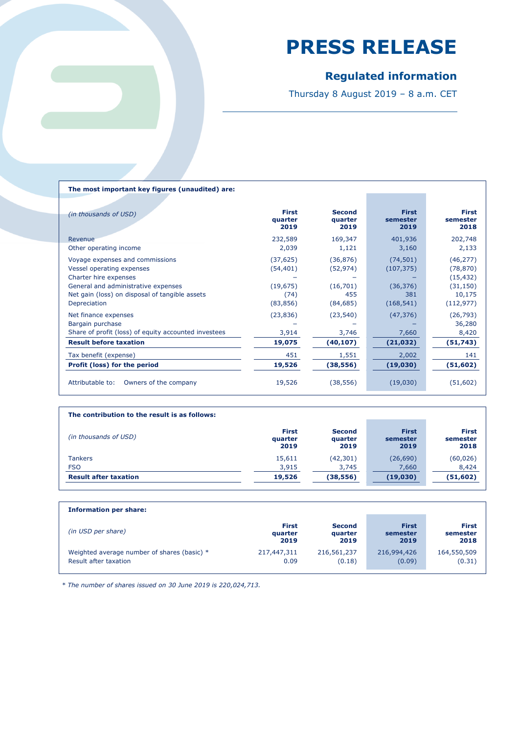# PRESS RELEASE

## Regulated information

Thursday 8 August 2019 – 8 a.m. CET

**The most important key figures (unaudited) are:**

| *(in thousands of USD)* | **First quarter 2019** | **Second quarter 2019** | **First semester 2019** | **First semester 2018** |
|---|---|---|---|---|
| Revenue | 232,589 | 169,347 | 401,936 | 202,748 |
| Other operating income | 2,039 | 1,121 | 3,160 | 2,133 |
| Voyage expenses and commissions | (37,625) | (36,876) | (74,501) | (46,277) |
| Vessel operating expenses | (54,401) | (52,974) | (107,375) | (78,870) |
| Charter hire expenses | – | – | – | (15,432) |
| General and administrative expenses | (19,675) | (16,701) | (36,376) | (31,150) |
| Net gain (loss) on disposal of tangible assets | (74) | 455 | 381 | 10,175 |
| Depreciation | (83,856) | (84,685) | (168,541) | (112,977) |
| Net finance expenses | (23,836) | (23,540) | (47,376) | (26,793) |
| Bargain purchase | – | – | – | 36,280 |
| Share of profit (loss) of equity accounted investees | 3,914 | 3,746 | 7,660 | 8,420 |
| **Result before taxation** | **19,075** | **(40,107)** | **(21,032)** | **(51,743)** |
| Tax benefit (expense) | 451 | 1,551 | 2,002 | 141 |
| **Profit (loss) for the period** | **19,526** | **(38,556)** | **(19,030)** | **(51,602)** |
| Attributable to: Owners of the company | 19,526 | (38,556) | (19,030) | (51,602) |

**The contribution to the result is as follows:**

| *(in thousands of USD)* | **First quarter 2019** | **Second quarter 2019** | **First semester 2019** | **First semester 2018** |
|---|---|---|---|---|
| Tankers | 15,611 | (42,301) | (26,690) | (60,026) |
| FSO | 3,915 | 3,745 | 7,660 | 8,424 |
| **Result after taxation** | **19,526** | **(38,556)** | **(19,030)** | **(51,602)** |

**Information per share:**

| *(in USD per share)* | **First quarter 2019** | **Second quarter 2019** | **First semester 2019** | **First semester 2018** |
|---|---|---|---|---|
| Weighted average number of shares (basic) * | 217,447,311 | 216,561,237 | 216,994,426 | 164,550,509 |
| Result after taxation | 0.09 | (0.18) | (0.09) | (0.31) |

*\* The number of shares issued on 30 June 2019 is 220,024,713.*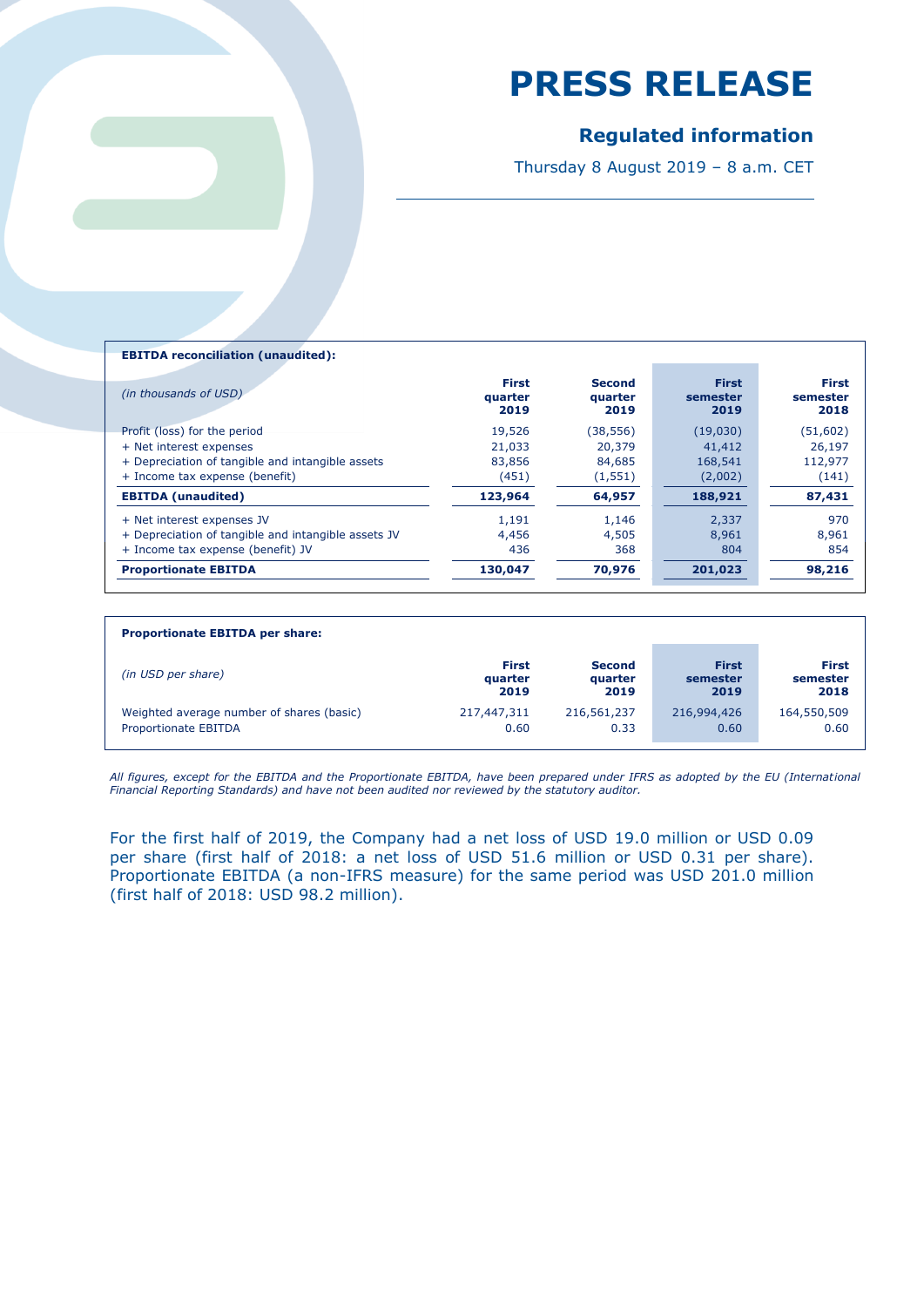# PRESS RELEASE

## Regulated information

Thursday 8 August 2019 – 8 a.m. CET

**EBITDA reconciliation (unaudited):**

| *(in thousands of USD)* | **First quarter 2019** | **Second quarter 2019** | **First semester 2019** | **First semester 2018** |
|---|---|---|---|---|
| Profit (loss) for the period | 19,526 | (38,556) | (19,030) | (51,602) |
| + Net interest expenses | 21,033 | 20,379 | 41,412 | 26,197 |
| + Depreciation of tangible and intangible assets | 83,856 | 84,685 | 168,541 | 112,977 |
| + Income tax expense (benefit) | (451) | (1,551) | (2,002) | (141) |
| **EBITDA (unaudited)** | **123,964** | **64,957** | **188,921** | **87,431** |
| + Net interest expenses JV | 1,191 | 1,146 | 2,337 | 970 |
| + Depreciation of tangible and intangible assets JV | 4,456 | 4,505 | 8,961 | 8,961 |
| + Income tax expense (benefit) JV | 436 | 368 | 804 | 854 |
| **Proportionate EBITDA** | **130,047** | **70,976** | **201,023** | **98,216** |

**Proportionate EBITDA per share:**

| *(in USD per share)* | **First quarter 2019** | **Second quarter 2019** | **First semester 2019** | **First semester 2018** |
|---|---|---|---|---|
| Weighted average number of shares (basic) | 217,447,311 | 216,561,237 | 216,994,426 | 164,550,509 |
| Proportionate EBITDA | 0.60 | 0.33 | 0.60 | 0.60 |

*All figures, except for the EBITDA and the Proportionate EBITDA, have been prepared under IFRS as adopted by the EU (International Financial Reporting Standards) and have not been audited nor reviewed by the statutory auditor.*

For the first half of 2019, the Company had a net loss of USD 19.0 million or USD 0.09 per share (first half of 2018: a net loss of USD 51.6 million or USD 0.31 per share). Proportionate EBITDA (a non-IFRS measure) for the same period was USD 201.0 million (first half of 2018: USD 98.2 million).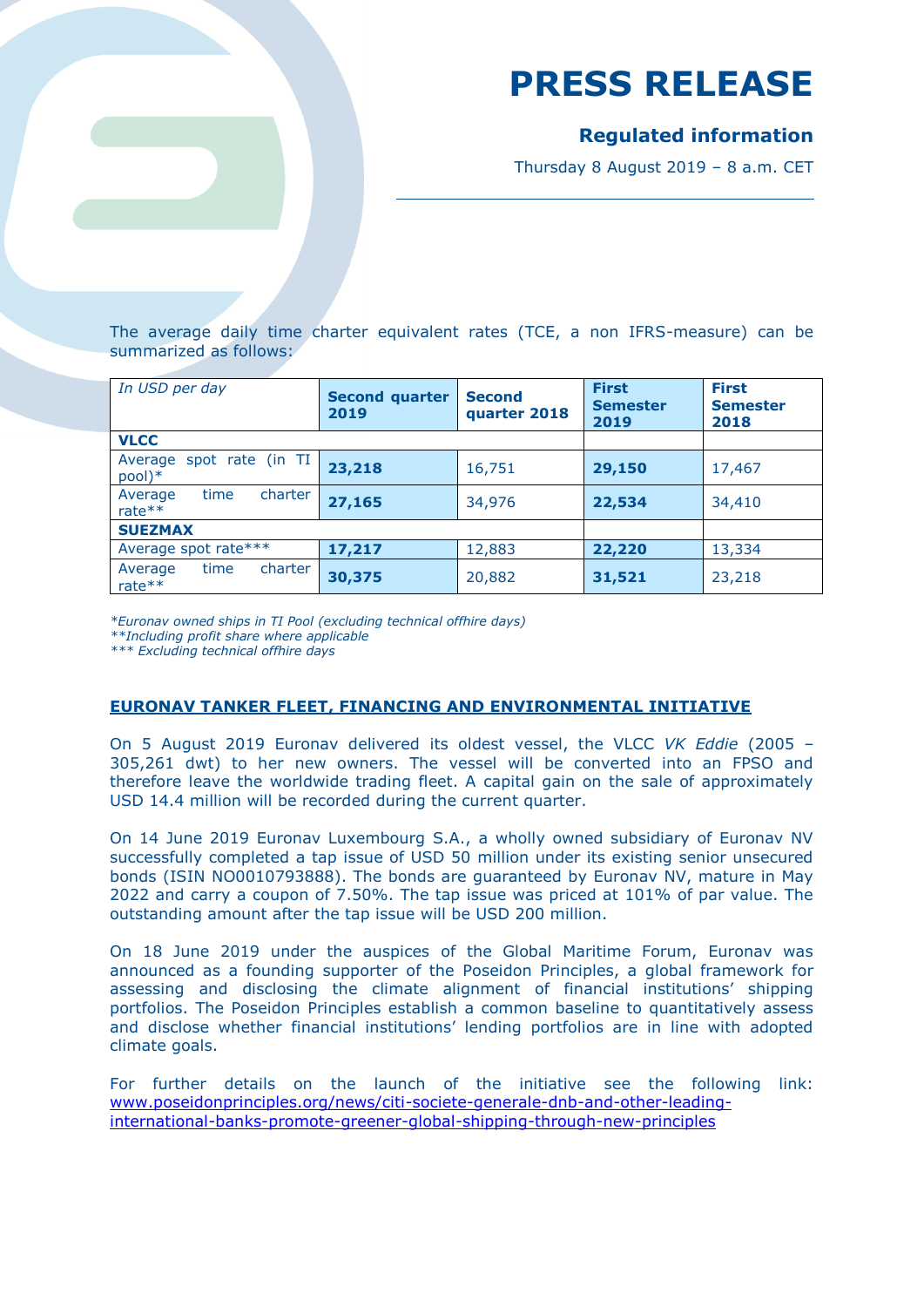# PRESS RELEASE

## Regulated information

Thursday 8 August 2019 – 8 a.m. CET

The average daily time charter equivalent rates (TCE, a non IFRS-measure) can be summarized as follows:

| *In USD per day* | **Second quarter 2019** | **Second quarter 2018** | **First Semester 2019** | **First Semester 2018** |
|---|---|---|---|---|
| **VLCC** | | | | |
| Average spot rate (in TI pool)* | **23,218** | 16,751 | **29,150** | 17,467 |
| Average time charter rate** | **27,165** | 34,976 | **22,534** | 34,410 |
| **SUEZMAX** | | | | |
| Average spot rate*** | **17,217** | 12,883 | **22,220** | 13,334 |
| Average time charter rate** | **30,375** | 20,882 | **31,521** | 23,218 |

*\*Euronav owned ships in TI Pool (excluding technical offhire days)*
*\*\*Including profit share where applicable*
*\*\*\* Excluding technical offhire days*

## EURONAV TANKER FLEET, FINANCING AND ENVIRONMENTAL INITIATIVE

On 5 August 2019 Euronav delivered its oldest vessel, the VLCC *VK Eddie* (2005 – 305,261 dwt) to her new owners. The vessel will be converted into an FPSO and therefore leave the worldwide trading fleet. A capital gain on the sale of approximately USD 14.4 million will be recorded during the current quarter.

On 14 June 2019 Euronav Luxembourg S.A., a wholly owned subsidiary of Euronav NV successfully completed a tap issue of USD 50 million under its existing senior unsecured bonds (ISIN NO0010793888). The bonds are guaranteed by Euronav NV, mature in May 2022 and carry a coupon of 7.50%. The tap issue was priced at 101% of par value. The outstanding amount after the tap issue will be USD 200 million.

On 18 June 2019 under the auspices of the Global Maritime Forum, Euronav was announced as a founding supporter of the Poseidon Principles, a global framework for assessing and disclosing the climate alignment of financial institutions' shipping portfolios. The Poseidon Principles establish a common baseline to quantitatively assess and disclose whether financial institutions' lending portfolios are in line with adopted climate goals.

For further details on the launch of the initiative see the following link: [www.poseidonprinciples.org/news/citi-societe-generale-dnb-and-other-leading-international-banks-promote-greener-global-shipping-through-new-principles](www.poseidonprinciples.org/news/citi-societe-generale-dnb-and-other-leading-international-banks-promote-greener-global-shipping-through-new-principles)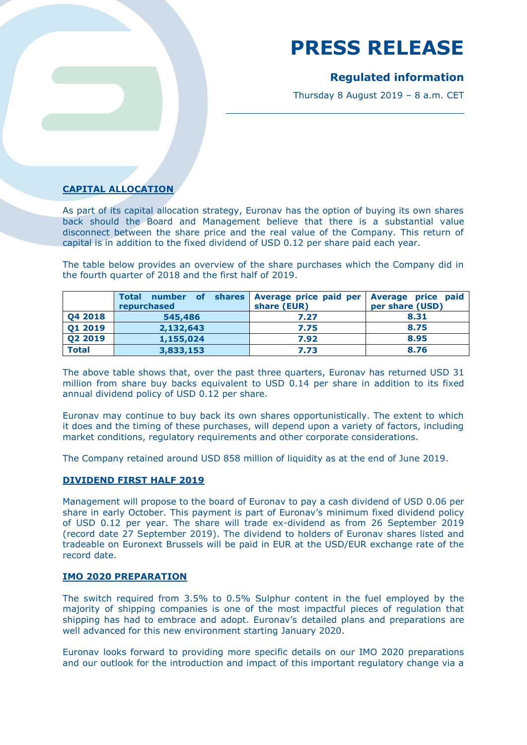# PRESS RELEASE

**Regulated information**

Thursday 8 August 2019 – 8 a.m. CET

## CAPITAL ALLOCATION

As part of its capital allocation strategy, Euronav has the option of buying its own shares back should the Board and Management believe that there is a substantial value disconnect between the share price and the real value of the Company. This return of capital is in addition to the fixed dividend of USD 0.12 per share paid each year.

The table below provides an overview of the share purchases which the Company did in the fourth quarter of 2018 and the first half of 2019.

| | Total number of shares repurchased | Average price paid per share (EUR) | Average price paid per share (USD) |
|---|---|---|---|
| **Q4 2018** | **545,486** | **7.27** | **8.31** |
| **Q1 2019** | **2,132,643** | **7.75** | **8.75** |
| **Q2 2019** | **1,155,024** | **7.92** | **8.95** |
| **Total** | **3,833,153** | **7.73** | **8.76** |

The above table shows that, over the past three quarters, Euronav has returned USD 31 million from share buy backs equivalent to USD 0.14 per share in addition to its fixed annual dividend policy of USD 0.12 per share.

Euronav may continue to buy back its own shares opportunistically. The extent to which it does and the timing of these purchases, will depend upon a variety of factors, including market conditions, regulatory requirements and other corporate considerations.

The Company retained around USD 858 million of liquidity as at the end of June 2019.

## DIVIDEND FIRST HALF 2019

Management will propose to the board of Euronav to pay a cash dividend of USD 0.06 per share in early October. This payment is part of Euronav's minimum fixed dividend policy of USD 0.12 per year. The share will trade ex-dividend as from 26 September 2019 (record date 27 September 2019). The dividend to holders of Euronav shares listed and tradeable on Euronext Brussels will be paid in EUR at the USD/EUR exchange rate of the record date.

## IMO 2020 PREPARATION

The switch required from 3.5% to 0.5% Sulphur content in the fuel employed by the majority of shipping companies is one of the most impactful pieces of regulation that shipping has had to embrace and adopt. Euronav's detailed plans and preparations are well advanced for this new environment starting January 2020.

Euronav looks forward to providing more specific details on our IMO 2020 preparations and our outlook for the introduction and impact of this important regulatory change via a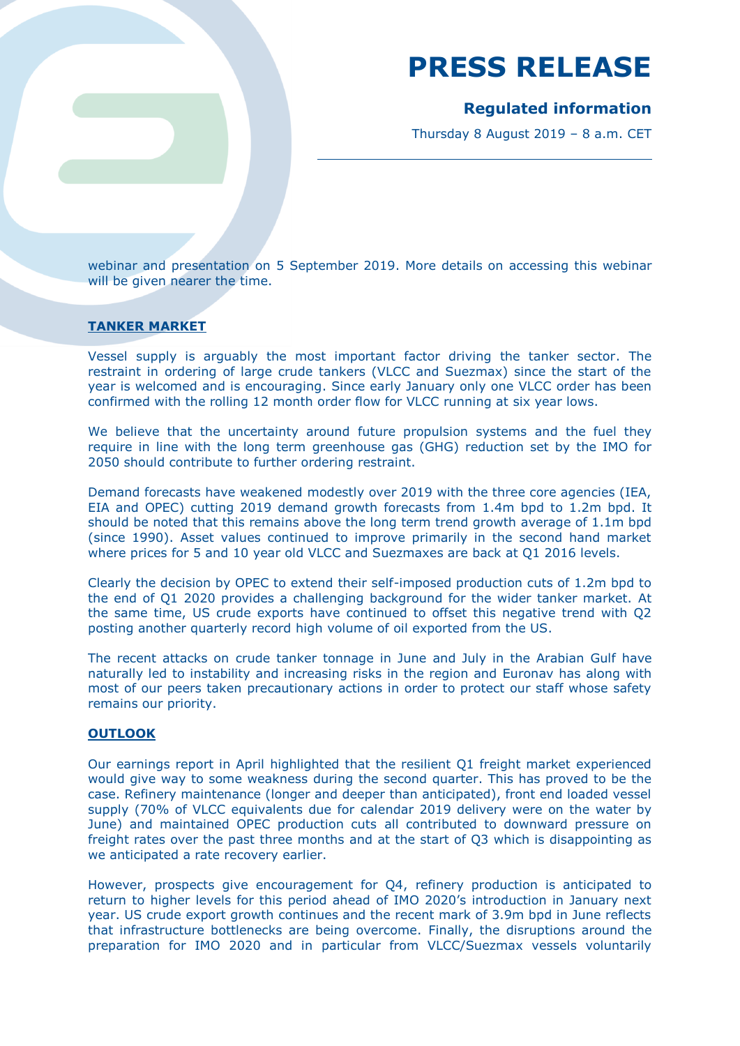webinar and presentation on 5 September 2019. More details on accessing this webinar will be given nearer the time.

## TANKER MARKET

Vessel supply is arguably the most important factor driving the tanker sector. The restraint in ordering of large crude tankers (VLCC and Suezmax) since the start of the year is welcomed and is encouraging. Since early January only one VLCC order has been confirmed with the rolling 12 month order flow for VLCC running at six year lows.

We believe that the uncertainty around future propulsion systems and the fuel they require in line with the long term greenhouse gas (GHG) reduction set by the IMO for 2050 should contribute to further ordering restraint.

Demand forecasts have weakened modestly over 2019 with the three core agencies (IEA, EIA and OPEC) cutting 2019 demand growth forecasts from 1.4m bpd to 1.2m bpd. It should be noted that this remains above the long term trend growth average of 1.1m bpd (since 1990). Asset values continued to improve primarily in the second hand market where prices for 5 and 10 year old VLCC and Suezmaxes are back at Q1 2016 levels.

Clearly the decision by OPEC to extend their self-imposed production cuts of 1.2m bpd to the end of Q1 2020 provides a challenging background for the wider tanker market. At the same time, US crude exports have continued to offset this negative trend with Q2 posting another quarterly record high volume of oil exported from the US.

The recent attacks on crude tanker tonnage in June and July in the Arabian Gulf have naturally led to instability and increasing risks in the region and Euronav has along with most of our peers taken precautionary actions in order to protect our staff whose safety remains our priority.

## OUTLOOK

Our earnings report in April highlighted that the resilient Q1 freight market experienced would give way to some weakness during the second quarter. This has proved to be the case. Refinery maintenance (longer and deeper than anticipated), front end loaded vessel supply (70% of VLCC equivalents due for calendar 2019 delivery were on the water by June) and maintained OPEC production cuts all contributed to downward pressure on freight rates over the past three months and at the start of Q3 which is disappointing as we anticipated a rate recovery earlier.

However, prospects give encouragement for Q4, refinery production is anticipated to return to higher levels for this period ahead of IMO 2020's introduction in January next year. US crude export growth continues and the recent mark of 3.9m bpd in June reflects that infrastructure bottlenecks are being overcome. Finally, the disruptions around the preparation for IMO 2020 and in particular from VLCC/Suezmax vessels voluntarily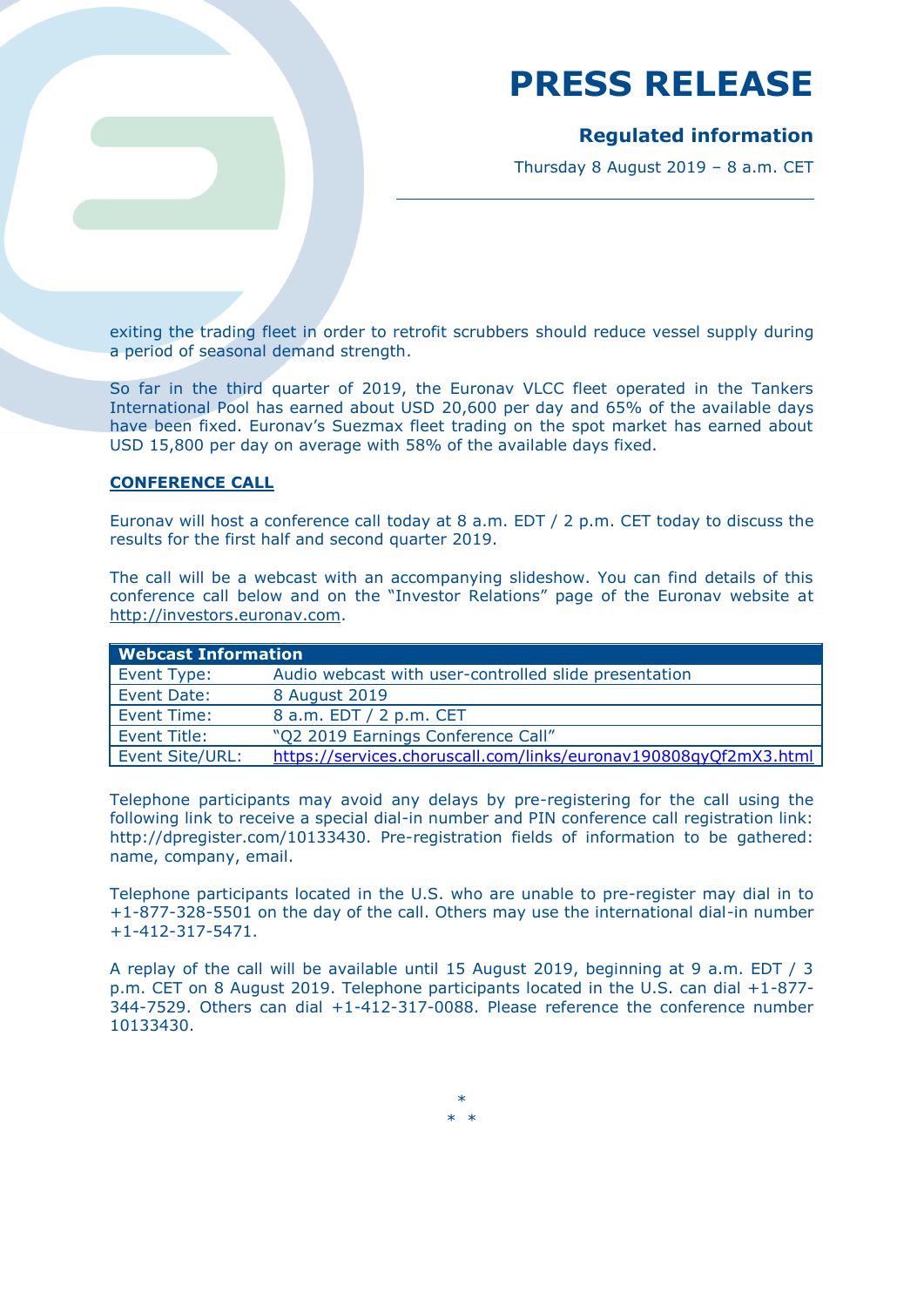# PRESS RELEASE

## Regulated information

Thursday 8 August 2019 – 8 a.m. CET

exiting the trading fleet in order to retrofit scrubbers should reduce vessel supply during a period of seasonal demand strength.

So far in the third quarter of 2019, the Euronav VLCC fleet operated in the Tankers International Pool has earned about USD 20,600 per day and 65% of the available days have been fixed. Euronav's Suezmax fleet trading on the spot market has earned about USD 15,800 per day on average with 58% of the available days fixed.

**CONFERENCE CALL**

Euronav will host a conference call today at 8 a.m. EDT / 2 p.m. CET today to discuss the results for the first half and second quarter 2019.

The call will be a webcast with an accompanying slideshow. You can find details of this conference call below and on the "Investor Relations" page of the Euronav website at http://investors.euronav.com.

| Webcast Information | |
|---|---|
| Event Type: | Audio webcast with user-controlled slide presentation |
| Event Date: | 8 August 2019 |
| Event Time: | 8 a.m. EDT / 2 p.m. CET |
| Event Title: | "Q2 2019 Earnings Conference Call" |
| Event Site/URL: | https://services.choruscall.com/links/euronav190808qyQf2mX3.html |

Telephone participants may avoid any delays by pre-registering for the call using the following link to receive a special dial-in number and PIN conference call registration link: http://dpregister.com/10133430. Pre-registration fields of information to be gathered: name, company, email.

Telephone participants located in the U.S. who are unable to pre-register may dial in to +1-877-328-5501 on the day of the call. Others may use the international dial-in number +1-412-317-5471.

A replay of the call will be available until 15 August 2019, beginning at 9 a.m. EDT / 3 p.m. CET on 8 August 2019. Telephone participants located in the U.S. can dial +1-877-344-7529. Others can dial +1-412-317-0088. Please reference the conference number 10133430.

*
* *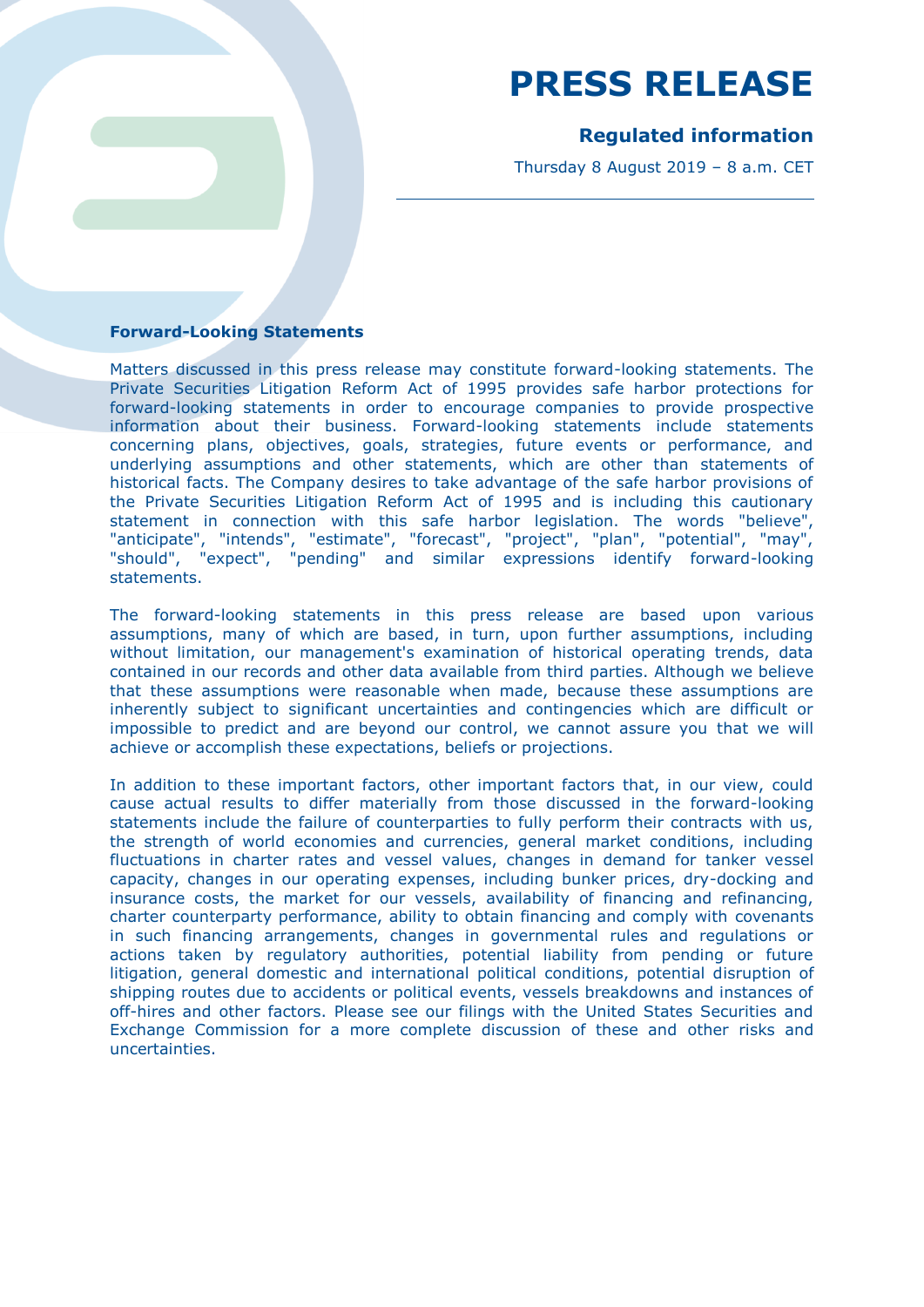# PRESS RELEASE

**Regulated information**

Thursday 8 August 2019 – 8 a.m. CET

**Forward-Looking Statements**

Matters discussed in this press release may constitute forward-looking statements. The Private Securities Litigation Reform Act of 1995 provides safe harbor protections for forward-looking statements in order to encourage companies to provide prospective information about their business. Forward-looking statements include statements concerning plans, objectives, goals, strategies, future events or performance, and underlying assumptions and other statements, which are other than statements of historical facts. The Company desires to take advantage of the safe harbor provisions of the Private Securities Litigation Reform Act of 1995 and is including this cautionary statement in connection with this safe harbor legislation. The words "believe", "anticipate", "intends", "estimate", "forecast", "project", "plan", "potential", "may", "should", "expect", "pending" and similar expressions identify forward-looking statements.

The forward-looking statements in this press release are based upon various assumptions, many of which are based, in turn, upon further assumptions, including without limitation, our management's examination of historical operating trends, data contained in our records and other data available from third parties. Although we believe that these assumptions were reasonable when made, because these assumptions are inherently subject to significant uncertainties and contingencies which are difficult or impossible to predict and are beyond our control, we cannot assure you that we will achieve or accomplish these expectations, beliefs or projections.

In addition to these important factors, other important factors that, in our view, could cause actual results to differ materially from those discussed in the forward-looking statements include the failure of counterparties to fully perform their contracts with us, the strength of world economies and currencies, general market conditions, including fluctuations in charter rates and vessel values, changes in demand for tanker vessel capacity, changes in our operating expenses, including bunker prices, dry-docking and insurance costs, the market for our vessels, availability of financing and refinancing, charter counterparty performance, ability to obtain financing and comply with covenants in such financing arrangements, changes in governmental rules and regulations or actions taken by regulatory authorities, potential liability from pending or future litigation, general domestic and international political conditions, potential disruption of shipping routes due to accidents or political events, vessels breakdowns and instances of off-hires and other factors. Please see our filings with the United States Securities and Exchange Commission for a more complete discussion of these and other risks and uncertainties.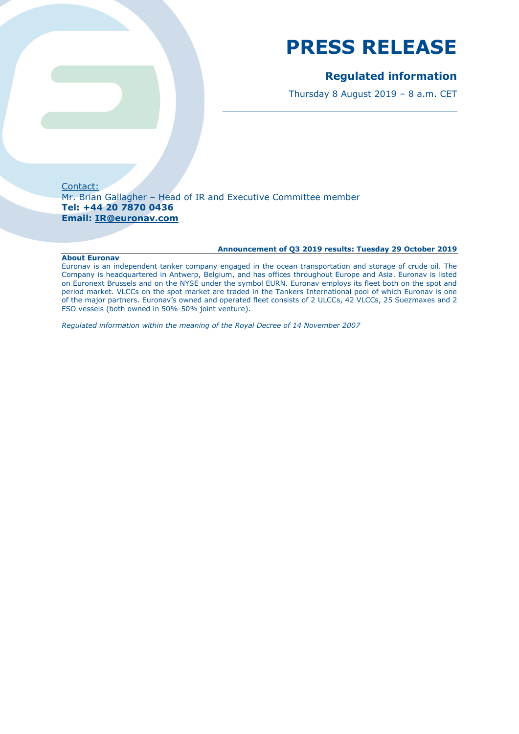# PRESS RELEASE

## Regulated information

Thursday 8 August 2019 – 8 a.m. CET

Contact:
Mr. Brian Gallagher – Head of IR and Executive Committee member
**Tel: +44 20 7870 0436**
**Email: IR@euronav.com**

**Announcement of Q3 2019 results: Tuesday 29 October 2019**

**About Euronav**

Euronav is an independent tanker company engaged in the ocean transportation and storage of crude oil. The Company is headquartered in Antwerp, Belgium, and has offices throughout Europe and Asia. Euronav is listed on Euronext Brussels and on the NYSE under the symbol EURN. Euronav employs its fleet both on the spot and period market. VLCCs on the spot market are traded in the Tankers International pool of which Euronav is one of the major partners. Euronav's owned and operated fleet consists of 2 ULCCs, 42 VLCCs, 25 Suezmaxes and 2 FSO vessels (both owned in 50%-50% joint venture).

*Regulated information within the meaning of the Royal Decree of 14 November 2007*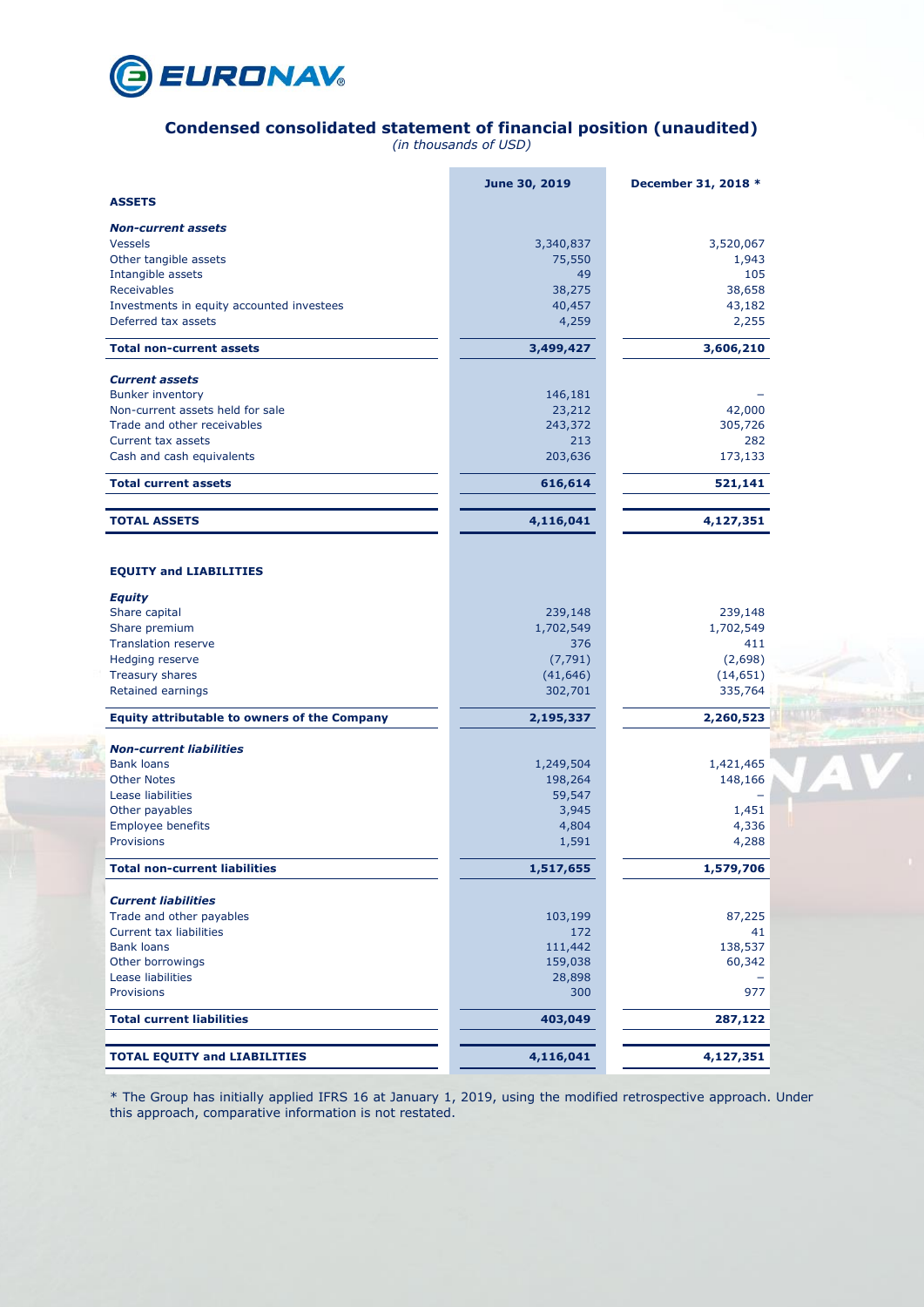EURONAV

## Condensed consolidated statement of financial position (unaudited)

*(in thousands of USD)*

| | June 30, 2019 | December 31, 2018 * |
|---|---|---|
| **ASSETS** | | |
| ***Non-current assets*** | | |
| Vessels | 3,340,837 | 3,520,067 |
| Other tangible assets | 75,550 | 1,943 |
| Intangible assets | 49 | 105 |
| Receivables | 38,275 | 38,658 |
| Investments in equity accounted investees | 40,457 | 43,182 |
| Deferred tax assets | 4,259 | 2,255 |
| **Total non-current assets** | **3,499,427** | **3,606,210** |
| ***Current assets*** | | |
| Bunker inventory | 146,181 | – |
| Non-current assets held for sale | 23,212 | 42,000 |
| Trade and other receivables | 243,372 | 305,726 |
| Current tax assets | 213 | 282 |
| Cash and cash equivalents | 203,636 | 173,133 |
| **Total current assets** | **616,614** | **521,141** |
| **TOTAL ASSETS** | **4,116,041** | **4,127,351** |
| **EQUITY and LIABILITIES** | | |
| ***Equity*** | | |
| Share capital | 239,148 | 239,148 |
| Share premium | 1,702,549 | 1,702,549 |
| Translation reserve | 376 | 411 |
| Hedging reserve | (7,791) | (2,698) |
| Treasury shares | (41,646) | (14,651) |
| Retained earnings | 302,701 | 335,764 |
| **Equity attributable to owners of the Company** | **2,195,337** | **2,260,523** |
| ***Non-current liabilities*** | | |
| Bank loans | 1,249,504 | 1,421,465 |
| Other Notes | 198,264 | 148,166 |
| Lease liabilities | 59,547 | – |
| Other payables | 3,945 | 1,451 |
| Employee benefits | 4,804 | 4,336 |
| Provisions | 1,591 | 4,288 |
| **Total non-current liabilities** | **1,517,655** | **1,579,706** |
| ***Current liabilities*** | | |
| Trade and other payables | 103,199 | 87,225 |
| Current tax liabilities | 172 | 41 |
| Bank loans | 111,442 | 138,537 |
| Other borrowings | 159,038 | 60,342 |
| Lease liabilities | 28,898 | – |
| Provisions | 300 | 977 |
| **Total current liabilities** | **403,049** | **287,122** |
| **TOTAL EQUITY and LIABILITIES** | **4,116,041** | **4,127,351** |

* The Group has initially applied IFRS 16 at January 1, 2019, using the modified retrospective approach. Under this approach, comparative information is not restated.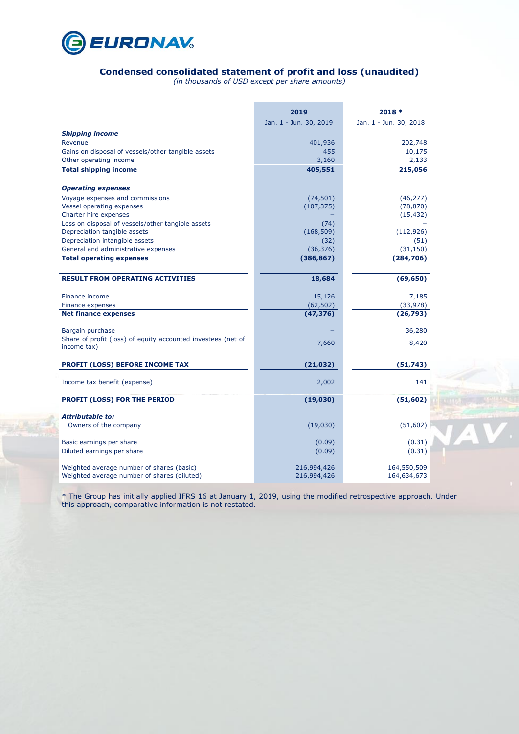## Condensed consolidated statement of profit and loss (unaudited)

*(in thousands of USD except per share amounts)*

| | 2019 | 2018 * |
|---|---|---|
| | Jan. 1 - Jun. 30, 2019 | Jan. 1 - Jun. 30, 2018 |
| ***Shipping income*** | | |
| Revenue | 401,936 | 202,748 |
| Gains on disposal of vessels/other tangible assets | 455 | 10,175 |
| Other operating income | 3,160 | 2,133 |
| **Total shipping income** | **405,551** | **215,056** |
| ***Operating expenses*** | | |
| Voyage expenses and commissions | (74,501) | (46,277) |
| Vessel operating expenses | (107,375) | (78,870) |
| Charter hire expenses | – | (15,432) |
| Loss on disposal of vessels/other tangible assets | (74) | – |
| Depreciation tangible assets | (168,509) | (112,926) |
| Depreciation intangible assets | (32) | (51) |
| General and administrative expenses | (36,376) | (31,150) |
| **Total operating expenses** | **(386,867)** | **(284,706)** |
| **RESULT FROM OPERATING ACTIVITIES** | **18,684** | **(69,650)** |
| Finance income | 15,126 | 7,185 |
| Finance expenses | (62,502) | (33,978) |
| **Net finance expenses** | **(47,376)** | **(26,793)** |
| Bargain purchase | – | 36,280 |
| Share of profit (loss) of equity accounted investees (net of income tax) | 7,660 | 8,420 |
| **PROFIT (LOSS) BEFORE INCOME TAX** | **(21,032)** | **(51,743)** |
| Income tax benefit (expense) | 2,002 | 141 |
| **PROFIT (LOSS) FOR THE PERIOD** | **(19,030)** | **(51,602)** |
| ***Attributable to:*** | | |
| Owners of the company | (19,030) | (51,602) |
| Basic earnings per share | (0.09) | (0.31) |
| Diluted earnings per share | (0.09) | (0.31) |
| Weighted average number of shares (basic) | 216,994,426 | 164,550,509 |
| Weighted average number of shares (diluted) | 216,994,426 | 164,634,673 |

* The Group has initially applied IFRS 16 at January 1, 2019, using the modified retrospective approach. Under this approach, comparative information is not restated.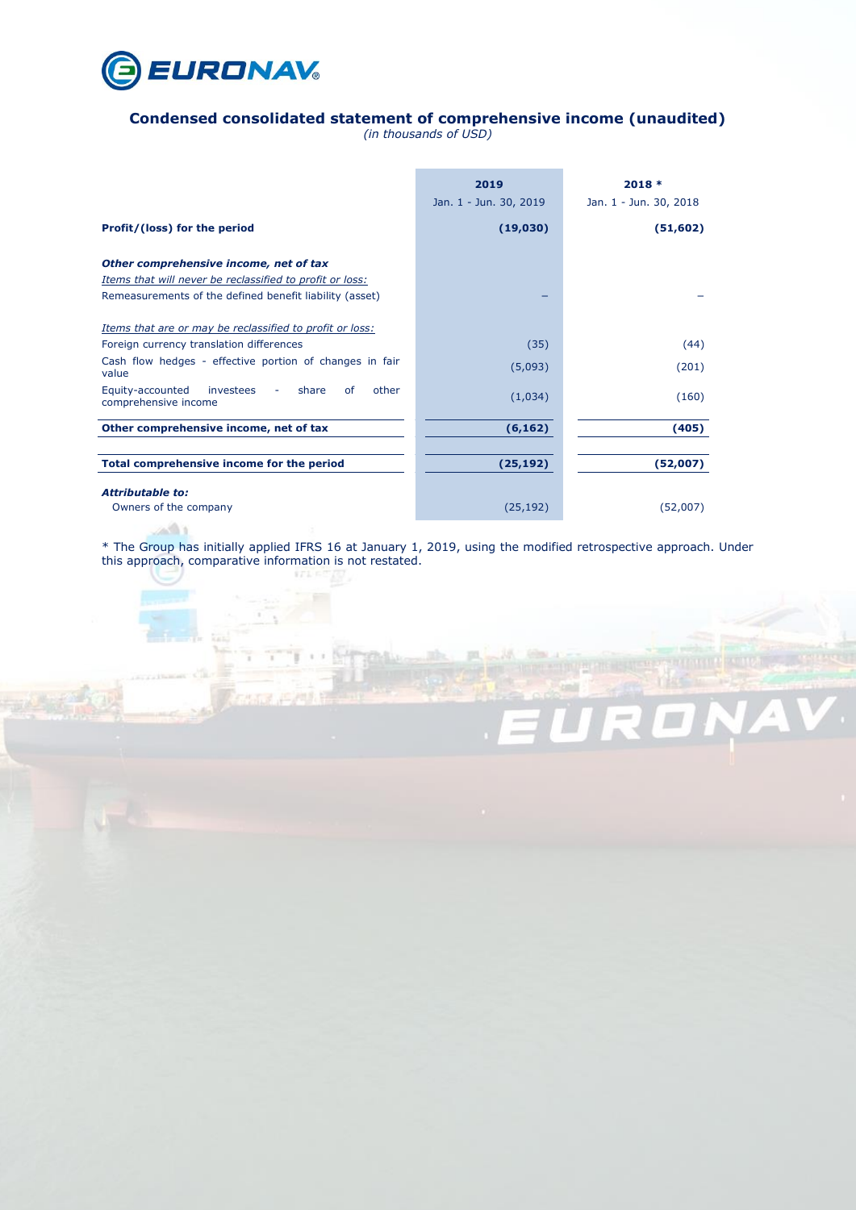## Condensed consolidated statement of comprehensive income (unaudited)

*(in thousands of USD)*

| | 2019<br>Jan. 1 - Jun. 30, 2019 | 2018 *<br>Jan. 1 - Jun. 30, 2018 |
|---|---|---|
| **Profit/(loss) for the period** | **(19,030)** | **(51,602)** |
| | | |
| ***Other comprehensive income, net of tax*** | | |
| *Items that will never be reclassified to profit or loss:* | | |
| Remeasurements of the defined benefit liability (asset) | – | – |
| | | |
| *Items that are or may be reclassified to profit or loss:* | | |
| Foreign currency translation differences | (35) | (44) |
| Cash flow hedges - effective portion of changes in fair value | (5,093) | (201) |
| Equity-accounted investees - share of other comprehensive income | (1,034) | (160) |
| **Other comprehensive income, net of tax** | **(6,162)** | **(405)** |
| | | |
| **Total comprehensive income for the period** | **(25,192)** | **(52,007)** |
| | | |
| ***Attributable to:*** | | |
| Owners of the company | (25,192) | (52,007) |

* The Group has initially applied IFRS 16 at January 1, 2019, using the modified retrospective approach. Under this approach, comparative information is not restated.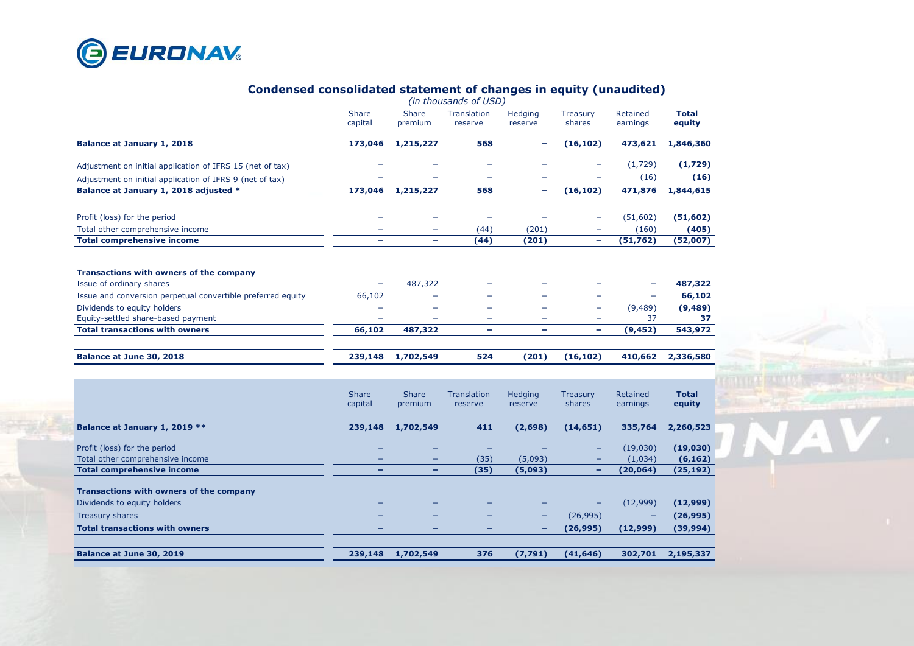## Condensed consolidated statement of changes in equity (unaudited)

*(in thousands of USD)*

| | Share capital | Share premium | Translation reserve | Hedging reserve | Treasury shares | Retained earnings | Total equity |
|---|---|---|---|---|---|---|---|
| **Balance at January 1, 2018** | **173,046** | **1,215,227** | **568** | **–** | **(16,102)** | **473,621** | **1,846,360** |
| Adjustment on initial application of IFRS 15 (net of tax) | – | – | – | – | – | (1,729) | **(1,729)** |
| Adjustment on initial application of IFRS 9 (net of tax) | – | – | – | – | – | (16) | **(16)** |
| **Balance at January 1, 2018 adjusted *** | **173,046** | **1,215,227** | **568** | **–** | **(16,102)** | **471,876** | **1,844,615** |
| Profit (loss) for the period | – | – | – | – | – | (51,602) | **(51,602)** |
| Total other comprehensive income | – | – | (44) | (201) | – | (160) | **(405)** |
| **Total comprehensive income** | **–** | **–** | **(44)** | **(201)** | **–** | **(51,762)** | **(52,007)** |
| **Transactions with owners of the company** | | | | | | | |
| Issue of ordinary shares | – | 487,322 | – | – | – | – | **487,322** |
| Issue and conversion perpetual convertible preferred equity | 66,102 | – | – | – | – | – | **66,102** |
| Dividends to equity holders | – | – | – | – | – | (9,489) | **(9,489)** |
| Equity-settled share-based payment | – | – | – | – | – | 37 | **37** |
| **Total transactions with owners** | **66,102** | **487,322** | **–** | **–** | **–** | **(9,452)** | **543,972** |
| **Balance at June 30, 2018** | **239,148** | **1,702,549** | **524** | **(201)** | **(16,102)** | **410,662** | **2,336,580** |

| | Share capital | Share premium | Translation reserve | Hedging reserve | Treasury shares | Retained earnings | Total equity |
|---|---|---|---|---|---|---|---|
| **Balance at January 1, 2019 **** | **239,148** | **1,702,549** | **411** | **(2,698)** | **(14,651)** | **335,764** | **2,260,523** |
| Profit (loss) for the period | – | – | – | – | – | (19,030) | **(19,030)** |
| Total other comprehensive income | – | – | (35) | (5,093) | – | (1,034) | **(6,162)** |
| **Total comprehensive income** | **–** | **–** | **(35)** | **(5,093)** | **–** | **(20,064)** | **(25,192)** |
| **Transactions with owners of the company** | | | | | | | |
| Dividends to equity holders | – | – | – | – | – | (12,999) | **(12,999)** |
| Treasury shares | – | – | – | – | (26,995) | – | **(26,995)** |
| **Total transactions with owners** | **–** | **–** | **–** | **–** | **(26,995)** | **(12,999)** | **(39,994)** |
| **Balance at June 30, 2019** | **239,148** | **1,702,549** | **376** | **(7,791)** | **(41,646)** | **302,701** | **2,195,337** |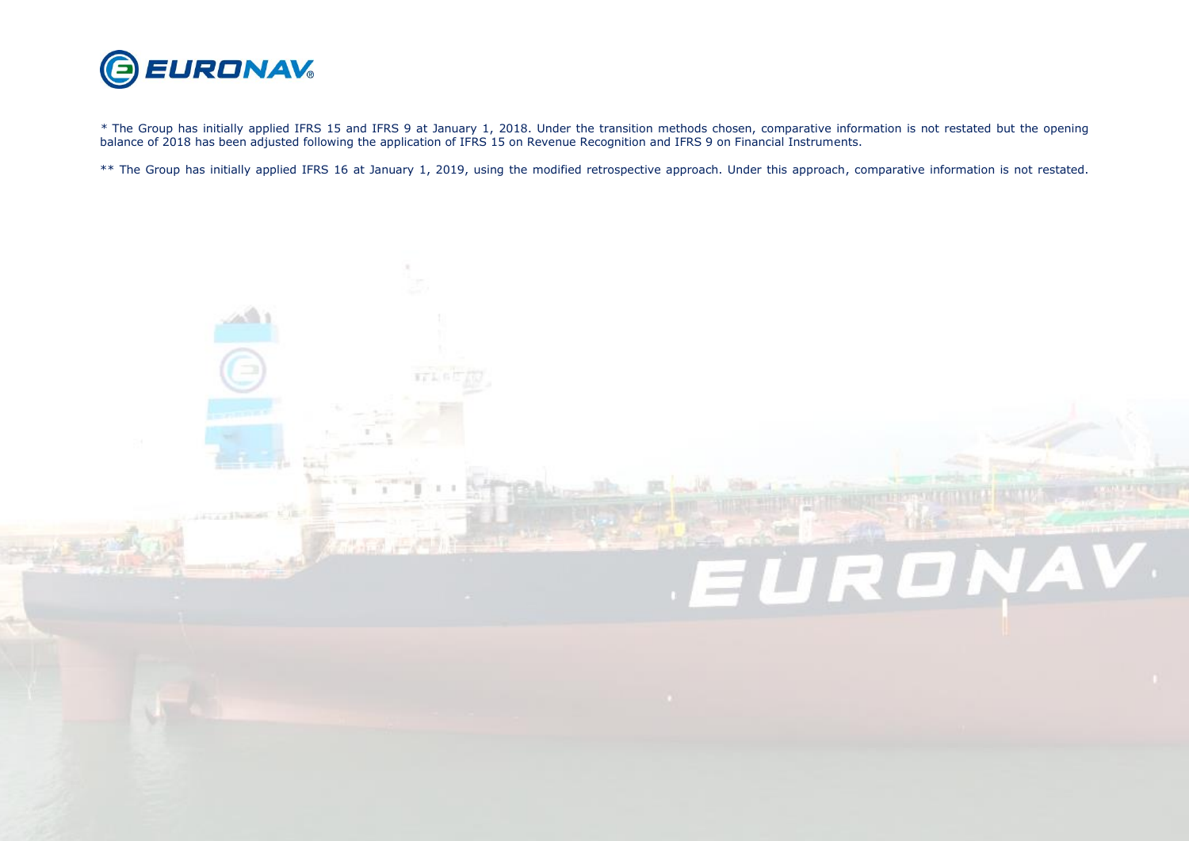\* The Group has initially applied IFRS 15 and IFRS 9 at January 1, 2018. Under the transition methods chosen, comparative information is not restated but the opening balance of 2018 has been adjusted following the application of IFRS 15 on Revenue Recognition and IFRS 9 on Financial Instruments.

\*\* The Group has initially applied IFRS 16 at January 1, 2019, using the modified retrospective approach. Under this approach, comparative information is not restated.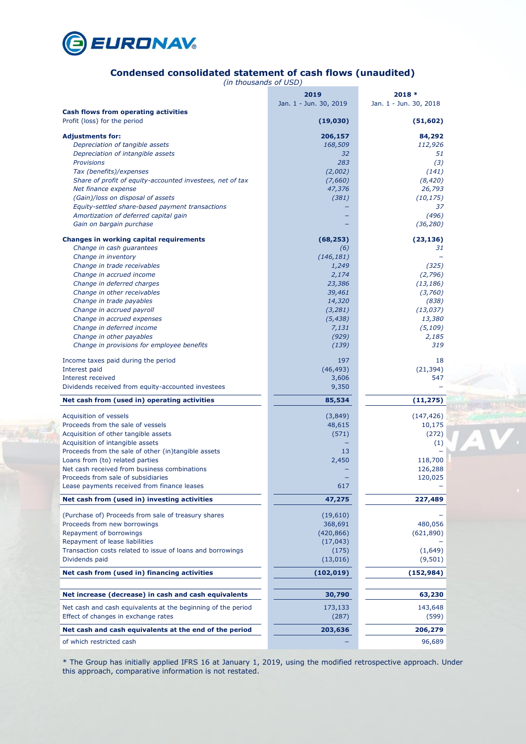## Condensed consolidated statement of cash flows (unaudited)

*(in thousands of USD)*

| | 2019 | 2018 * |
|---|---|---|
| | Jan. 1 - Jun. 30, 2019 | Jan. 1 - Jun. 30, 2018 |
| **Cash flows from operating activities** | | |
| Profit (loss) for the period | **(19,030)** | **(51,602)** |
| **Adjustments for:** | **206,157** | **84,292** |
| *Depreciation of tangible assets* | *168,509* | *112,926* |
| *Depreciation of intangible assets* | *32* | *51* |
| *Provisions* | *283* | *(3)* |
| *Tax (benefits)/expenses* | *(2,002)* | *(141)* |
| *Share of profit of equity-accounted investees, net of tax* | *(7,660)* | *(8,420)* |
| *Net finance expense* | *47,376* | *26,793* |
| *(Gain)/loss on disposal of assets* | *(381)* | *(10,175)* |
| *Equity-settled share-based payment transactions* | – | *37* |
| *Amortization of deferred capital gain* | – | *(496)* |
| *Gain on bargain purchase* | – | *(36,280)* |
| **Changes in working capital requirements** | **(68,253)** | **(23,136)** |
| *Change in cash guarantees* | *(6)* | *31* |
| *Change in inventory* | *(146,181)* | – |
| *Change in trade receivables* | *1,249* | *(325)* |
| *Change in accrued income* | *2,174* | *(2,796)* |
| *Change in deferred charges* | *23,386* | *(13,186)* |
| *Change in other receivables* | *39,461* | *(3,760)* |
| *Change in trade payables* | *14,320* | *(838)* |
| *Change in accrued payroll* | *(3,281)* | *(13,037)* |
| *Change in accrued expenses* | *(5,438)* | *13,380* |
| *Change in deferred income* | *7,131* | *(5,109)* |
| *Change in other payables* | *(929)* | *2,185* |
| *Change in provisions for employee benefits* | *(139)* | *319* |
| Income taxes paid during the period | 197 | 18 |
| Interest paid | (46,493) | (21,394) |
| Interest received | 3,606 | 547 |
| Dividends received from equity-accounted investees | 9,350 | – |
| **Net cash from (used in) operating activities** | **85,534** | **(11,275)** |
| Acquisition of vessels | (3,849) | (147,426) |
| Proceeds from the sale of vessels | 48,615 | 10,175 |
| Acquisition of other tangible assets | (571) | (272) |
| Acquisition of intangible assets | – | (1) |
| Proceeds from the sale of other (in)tangible assets | 13 | – |
| Loans from (to) related parties | 2,450 | 118,700 |
| Net cash received from business combinations | – | 126,288 |
| Proceeds from sale of subsidiaries | – | 120,025 |
| Lease payments received from finance leases | 617 | – |
| **Net cash from (used in) investing activities** | **47,275** | **227,489** |
| (Purchase of) Proceeds from sale of treasury shares | (19,610) | – |
| Proceeds from new borrowings | 368,691 | 480,056 |
| Repayment of borrowings | (420,866) | (621,890) |
| Repayment of lease liabilities | (17,043) | – |
| Transaction costs related to issue of loans and borrowings | (175) | (1,649) |
| Dividends paid | (13,016) | (9,501) |
| **Net cash from (used in) financing activities** | **(102,019)** | **(152,984)** |
| **Net increase (decrease) in cash and cash equivalents** | **30,790** | **63,230** |
| Net cash and cash equivalents at the beginning of the period | 173,133 | 143,648 |
| Effect of changes in exchange rates | (287) | (599) |
| **Net cash and cash equivalents at the end of the period** | **203,636** | **206,279** |
| of which restricted cash | – | 96,689 |

* The Group has initially applied IFRS 16 at January 1, 2019, using the modified retrospective approach. Under this approach, comparative information is not restated.